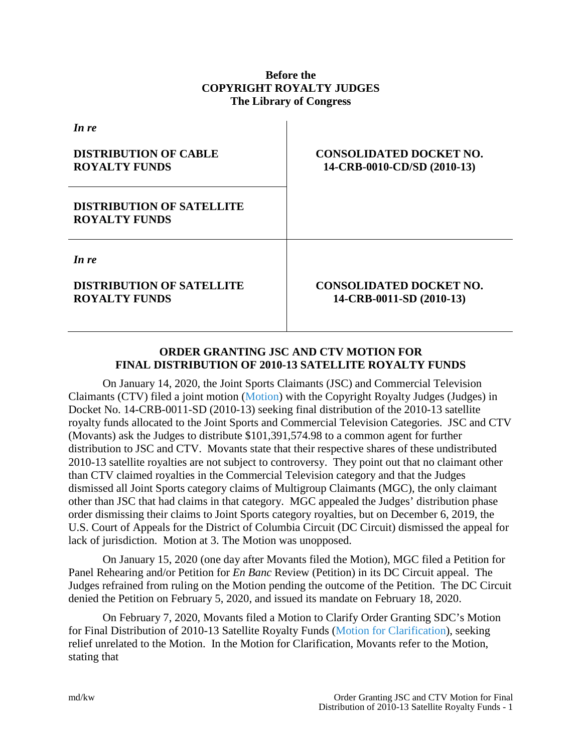**Before the**
**COPYRIGHT ROYALTY JUDGES**
**The Library of Congress**

| | |
|---|---|
| ***In re*** <br><br> **DISTRIBUTION OF CABLE ROYALTY FUNDS** | **CONSOLIDATED DOCKET NO. 14-CRB-0010-CD/SD (2010-13)** |
| **DISTRIBUTION OF SATELLITE ROYALTY FUNDS** | |
| ***In re*** <br><br> **DISTRIBUTION OF SATELLITE ROYALTY FUNDS** | **CONSOLIDATED DOCKET NO. 14-CRB-0011-SD (2010-13)** |

**ORDER GRANTING JSC AND CTV MOTION FOR FINAL DISTRIBUTION OF 2010-13 SATELLITE ROYALTY FUNDS**

On January 14, 2020, the Joint Sports Claimants (JSC) and Commercial Television Claimants (CTV) filed a joint motion (Motion) with the Copyright Royalty Judges (Judges) in Docket No. 14-CRB-0011-SD (2010-13) seeking final distribution of the 2010-13 satellite royalty funds allocated to the Joint Sports and Commercial Television Categories. JSC and CTV (Movants) ask the Judges to distribute $101,391,574.98 to a common agent for further distribution to JSC and CTV. Movants state that their respective shares of these undistributed 2010-13 satellite royalties are not subject to controversy. They point out that no claimant other than CTV claimed royalties in the Commercial Television category and that the Judges dismissed all Joint Sports category claims of Multigroup Claimants (MGC), the only claimant other than JSC that had claims in that category. MGC appealed the Judges' distribution phase order dismissing their claims to Joint Sports category royalties, but on December 6, 2019, the U.S. Court of Appeals for the District of Columbia Circuit (DC Circuit) dismissed the appeal for lack of jurisdiction. Motion at 3. The Motion was unopposed.

On January 15, 2020 (one day after Movants filed the Motion), MGC filed a Petition for Panel Rehearing and/or Petition for *En Banc* Review (Petition) in its DC Circuit appeal. The Judges refrained from ruling on the Motion pending the outcome of the Petition. The DC Circuit denied the Petition on February 5, 2020, and issued its mandate on February 18, 2020.

On February 7, 2020, Movants filed a Motion to Clarify Order Granting SDC's Motion for Final Distribution of 2010-13 Satellite Royalty Funds (Motion for Clarification), seeking relief unrelated to the Motion. In the Motion for Clarification, Movants refer to the Motion, stating that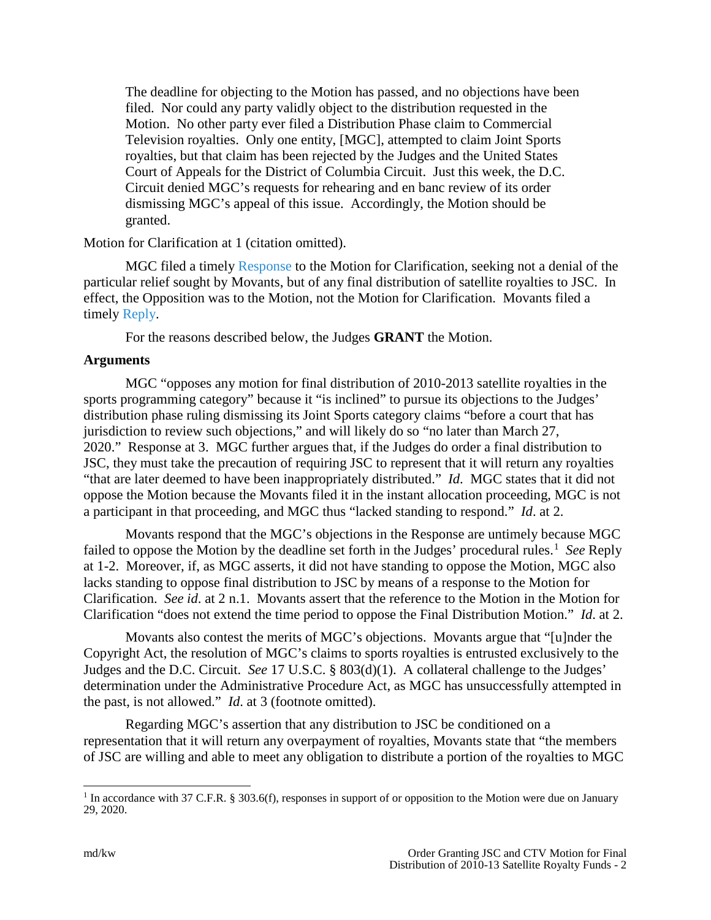> The deadline for objecting to the Motion has passed, and no objections have been filed. Nor could any party validly object to the distribution requested in the Motion. No other party ever filed a Distribution Phase claim to Commercial Television royalties. Only one entity, [MGC], attempted to claim Joint Sports royalties, but that claim has been rejected by the Judges and the United States Court of Appeals for the District of Columbia Circuit. Just this week, the D.C. Circuit denied MGC's requests for rehearing and en banc review of its order dismissing MGC's appeal of this issue. Accordingly, the Motion should be granted.

Motion for Clarification at 1 (citation omitted).

MGC filed a timely Response to the Motion for Clarification, seeking not a denial of the particular relief sought by Movants, but of any final distribution of satellite royalties to JSC. In effect, the Opposition was to the Motion, not the Motion for Clarification. Movants filed a timely Reply.

For the reasons described below, the Judges **GRANT** the Motion.

**Arguments**

MGC "opposes any motion for final distribution of 2010-2013 satellite royalties in the sports programming category" because it "is inclined" to pursue its objections to the Judges' distribution phase ruling dismissing its Joint Sports category claims "before a court that has jurisdiction to review such objections," and will likely do so "no later than March 27, 2020." Response at 3. MGC further argues that, if the Judges do order a final distribution to JSC, they must take the precaution of requiring JSC to represent that it will return any royalties "that are later deemed to have been inappropriately distributed." *Id*. MGC states that it did not oppose the Motion because the Movants filed it in the instant allocation proceeding, MGC is not a participant in that proceeding, and MGC thus "lacked standing to respond." *Id*. at 2.

Movants respond that the MGC's objections in the Response are untimely because MGC failed to oppose the Motion by the deadline set forth in the Judges' procedural rules.[1] *See* Reply at 1-2. Moreover, if, as MGC asserts, it did not have standing to oppose the Motion, MGC also lacks standing to oppose final distribution to JSC by means of a response to the Motion for Clarification. *See id*. at 2 n.1. Movants assert that the reference to the Motion in the Motion for Clarification "does not extend the time period to oppose the Final Distribution Motion." *Id*. at 2.

Movants also contest the merits of MGC's objections. Movants argue that "[u]nder the Copyright Act, the resolution of MGC's claims to sports royalties is entrusted exclusively to the Judges and the D.C. Circuit. *See* 17 U.S.C. § 803(d)(1). A collateral challenge to the Judges' determination under the Administrative Procedure Act, as MGC has unsuccessfully attempted in the past, is not allowed." *Id*. at 3 (footnote omitted).

Regarding MGC's assertion that any distribution to JSC be conditioned on a representation that it will return any overpayment of royalties, Movants state that "the members of JSC are willing and able to meet any obligation to distribute a portion of the royalties to MGC

---

[1] In accordance with 37 C.F.R. § 303.6(f), responses in support of or opposition to the Motion were due on January 29, 2020.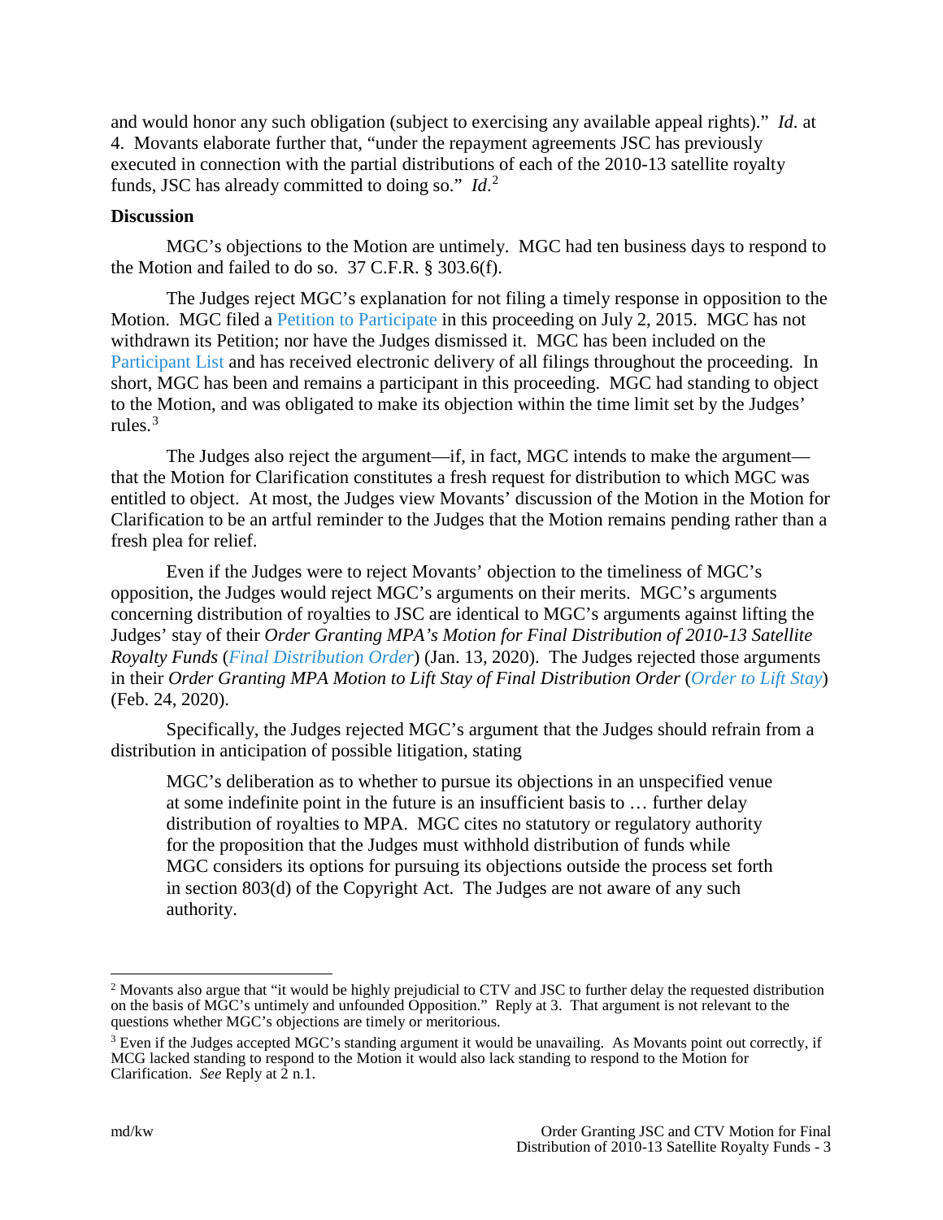and would honor any such obligation (subject to exercising any available appeal rights)." *Id*. at 4. Movants elaborate further that, "under the repayment agreements JSC has previously executed in connection with the partial distributions of each of the 2010-13 satellite royalty funds, JSC has already committed to doing so." *Id*.[2]

**Discussion**

MGC's objections to the Motion are untimely. MGC had ten business days to respond to the Motion and failed to do so. 37 C.F.R. § 303.6(f).

The Judges reject MGC's explanation for not filing a timely response in opposition to the Motion. MGC filed a Petition to Participate in this proceeding on July 2, 2015. MGC has not withdrawn its Petition; nor have the Judges dismissed it. MGC has been included on the Participant List and has received electronic delivery of all filings throughout the proceeding. In short, MGC has been and remains a participant in this proceeding. MGC had standing to object to the Motion, and was obligated to make its objection within the time limit set by the Judges' rules.[3]

The Judges also reject the argument—if, in fact, MGC intends to make the argument—that the Motion for Clarification constitutes a fresh request for distribution to which MGC was entitled to object. At most, the Judges view Movants' discussion of the Motion in the Motion for Clarification to be an artful reminder to the Judges that the Motion remains pending rather than a fresh plea for relief.

Even if the Judges were to reject Movants' objection to the timeliness of MGC's opposition, the Judges would reject MGC's arguments on their merits. MGC's arguments concerning distribution of royalties to JSC are identical to MGC's arguments against lifting the Judges' stay of their *Order Granting MPA's Motion for Final Distribution of 2010-13 Satellite Royalty Funds* (*Final Distribution Order*) (Jan. 13, 2020). The Judges rejected those arguments in their *Order Granting MPA Motion to Lift Stay of Final Distribution Order* (*Order to Lift Stay*) (Feb. 24, 2020).

Specifically, the Judges rejected MGC's argument that the Judges should refrain from a distribution in anticipation of possible litigation, stating

> MGC's deliberation as to whether to pursue its objections in an unspecified venue at some indefinite point in the future is an insufficient basis to … further delay distribution of royalties to MPA. MGC cites no statutory or regulatory authority for the proposition that the Judges must withhold distribution of funds while MGC considers its options for pursuing its objections outside the process set forth in section 803(d) of the Copyright Act. The Judges are not aware of any such authority.

---

[2] Movants also argue that "it would be highly prejudicial to CTV and JSC to further delay the requested distribution on the basis of MGC's untimely and unfounded Opposition." Reply at 3. That argument is not relevant to the questions whether MGC's objections are timely or meritorious.

[3] Even if the Judges accepted MGC's standing argument it would be unavailing. As Movants point out correctly, if MCG lacked standing to respond to the Motion it would also lack standing to respond to the Motion for Clarification. *See* Reply at 2 n.1.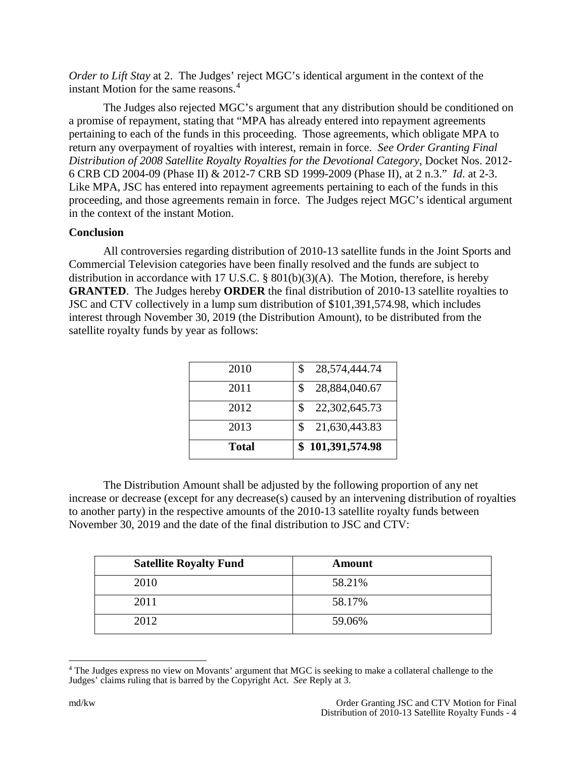*Order to Lift Stay* at 2. The Judges' reject MGC's identical argument in the context of the instant Motion for the same reasons.[4]

The Judges also rejected MGC's argument that any distribution should be conditioned on a promise of repayment, stating that "MPA has already entered into repayment agreements pertaining to each of the funds in this proceeding. Those agreements, which obligate MPA to return any overpayment of royalties with interest, remain in force. *See Order Granting Final Distribution of 2008 Satellite Royalty Royalties for the Devotional Category*, Docket Nos. 2012-6 CRB CD 2004-09 (Phase II) & 2012-7 CRB SD 1999-2009 (Phase II), at 2 n.3." *Id*. at 2-3. Like MPA, JSC has entered into repayment agreements pertaining to each of the funds in this proceeding, and those agreements remain in force. The Judges reject MGC's identical argument in the context of the instant Motion.

**Conclusion**

All controversies regarding distribution of 2010-13 satellite funds in the Joint Sports and Commercial Television categories have been finally resolved and the funds are subject to distribution in accordance with 17 U.S.C. § 801(b)(3)(A). The Motion, therefore, is hereby **GRANTED**. The Judges hereby **ORDER** the final distribution of 2010-13 satellite royalties to JSC and CTV collectively in a lump sum distribution of $101,391,574.98, which includes interest through November 30, 2019 (the Distribution Amount), to be distributed from the satellite royalty funds by year as follows:

| | |
|---|---|
| 2010 | $ 28,574,444.74 |
| 2011 | $ 28,884,040.67 |
| 2012 | $ 22,302,645.73 |
| 2013 | $ 21,630,443.83 |
| **Total** | **$ 101,391,574.98** |

The Distribution Amount shall be adjusted by the following proportion of any net increase or decrease (except for any decrease(s) caused by an intervening distribution of royalties to another party) in the respective amounts of the 2010-13 satellite royalty funds between November 30, 2019 and the date of the final distribution to JSC and CTV:

| Satellite Royalty Fund | Amount |
|---|---|
| 2010 | 58.21% |
| 2011 | 58.17% |
| 2012 | 59.06% |

[4] The Judges express no view on Movants' argument that MGC is seeking to make a collateral challenge to the Judges' claims ruling that is barred by the Copyright Act. *See* Reply at 3.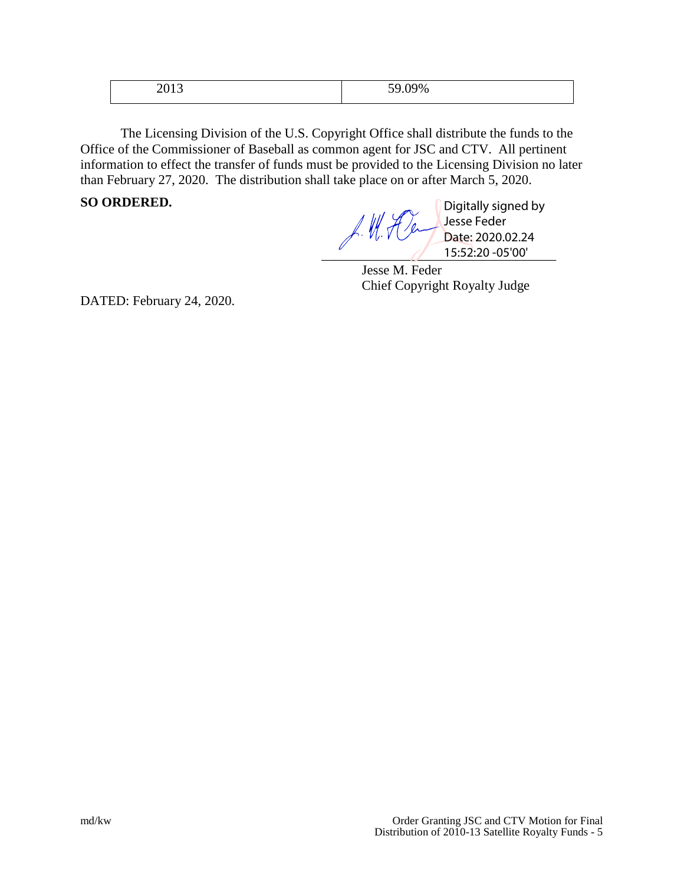| | |
|---|---|
| 2013 | 59.09% |

The Licensing Division of the U.S. Copyright Office shall distribute the funds to the Office of the Commissioner of Baseball as common agent for JSC and CTV. All pertinent information to effect the transfer of funds must be provided to the Licensing Division no later than February 27, 2020. The distribution shall take place on or after March 5, 2020.

**SO ORDERED.**

Digitally signed by Jesse Feder
Date: 2020.02.24 15:52:20 -05'00'

Jesse M. Feder
Chief Copyright Royalty Judge

DATED: February 24, 2020.

md/kw